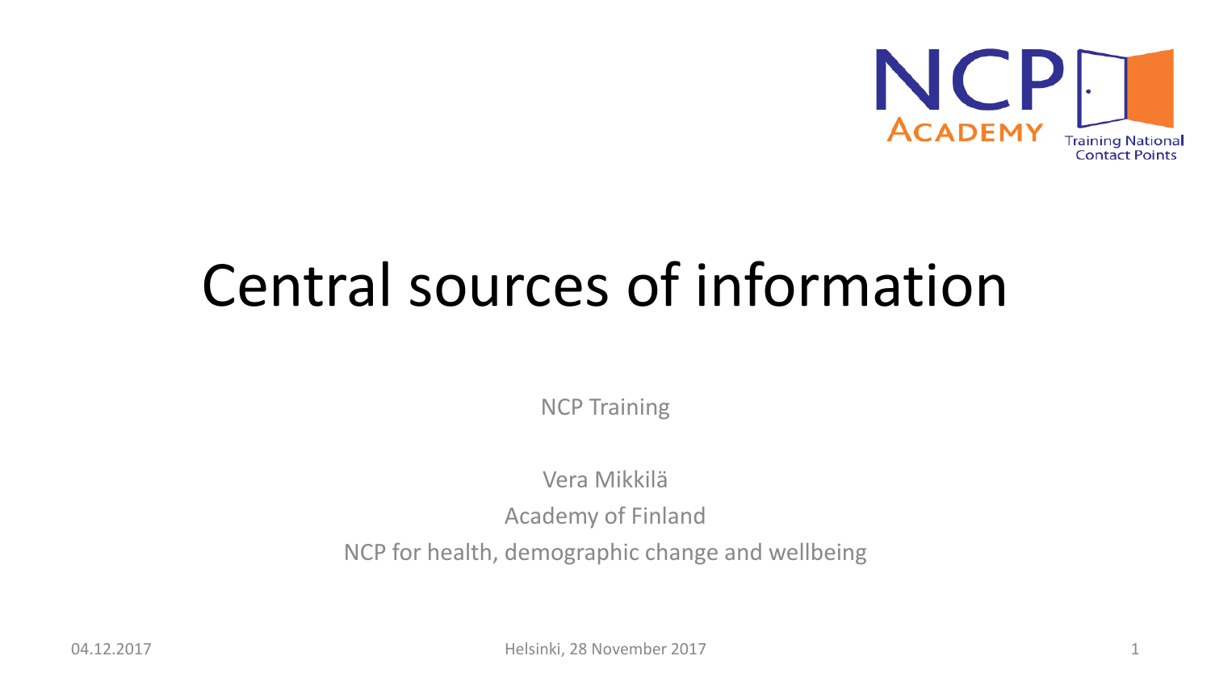# Central sources of information

NCP Training

Vera Mikkilä

Academy of Finland

NCP for health, demographic change and wellbeing

Helsinki, 28 November 2017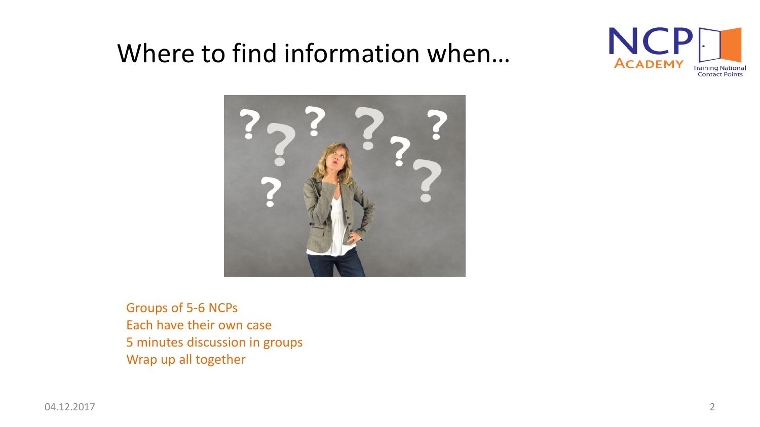# Where to find information when…

Groups of 5-6 NCPs
Each have their own case
5 minutes discussion in groups
Wrap up all together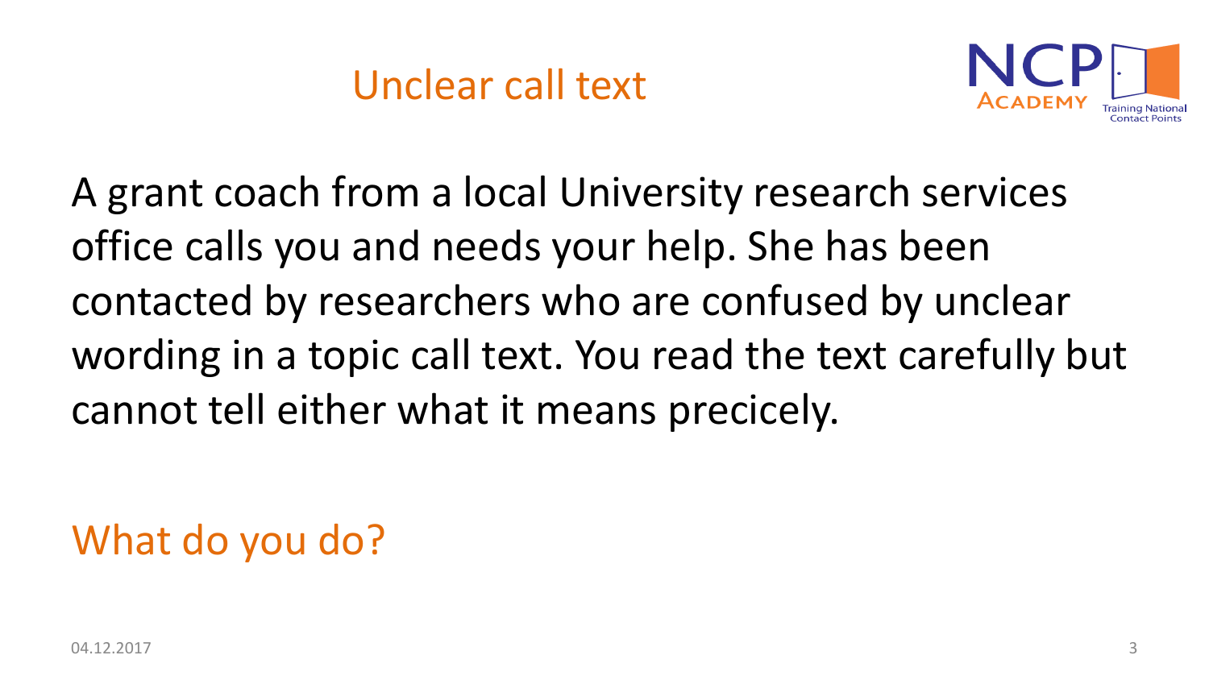# Unclear call text

A grant coach from a local University research services office calls you and needs your help. She has been contacted by researchers who are confused by unclear wording in a topic call text. You read the text carefully but cannot tell either what it means precicely.

## What do you do?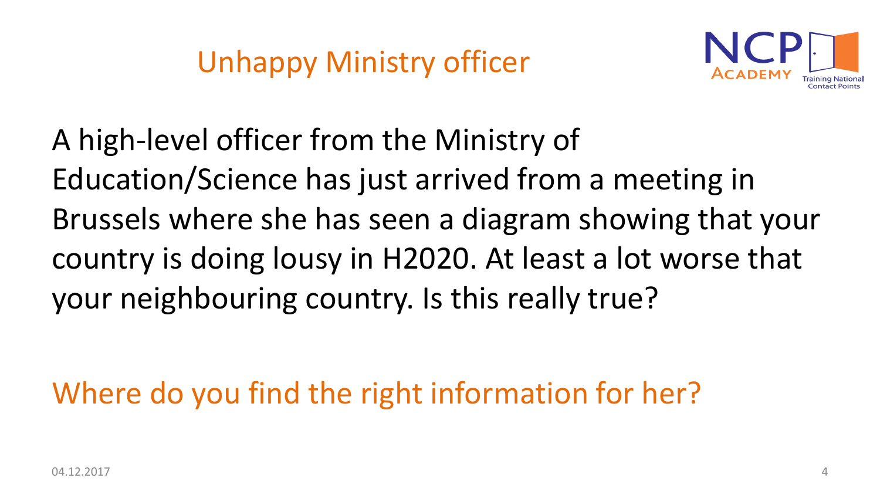# Unhappy Ministry officer

A high-level officer from the Ministry of Education/Science has just arrived from a meeting in Brussels where she has seen a diagram showing that your country is doing lousy in H2020. At least a lot worse that your neighbouring country. Is this really true?

Where do you find the right information for her?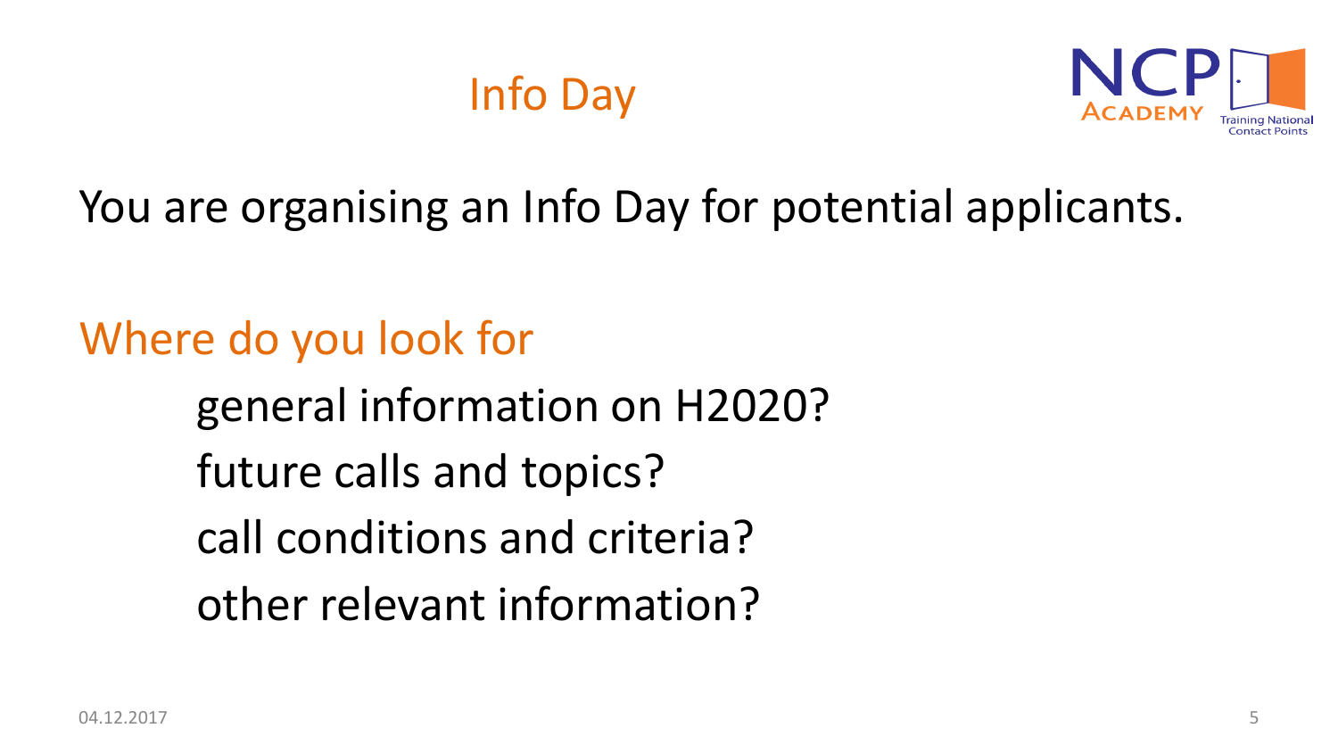# Info Day

You are organising an Info Day for potential applicants.

## Where do you look for

- general information on H2020?
- future calls and topics?
- call conditions and criteria?
- other relevant information?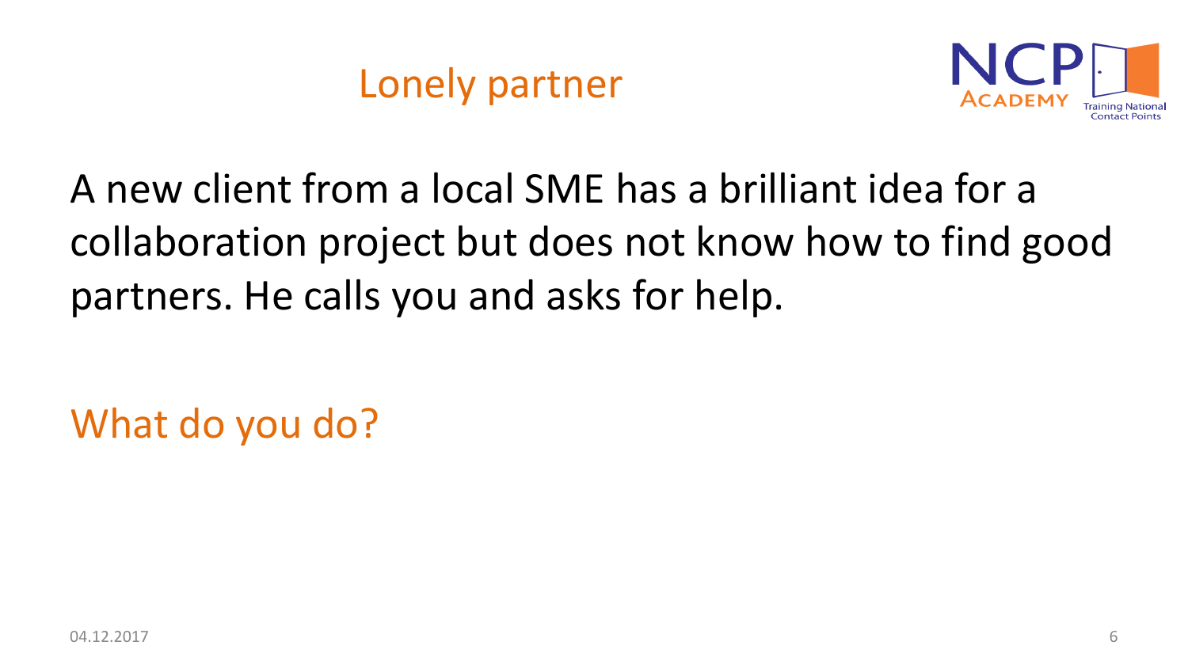# Lonely partner

A new client from a local SME has a brilliant idea for a collaboration project but does not know how to find good partners. He calls you and asks for help.

## What do you do?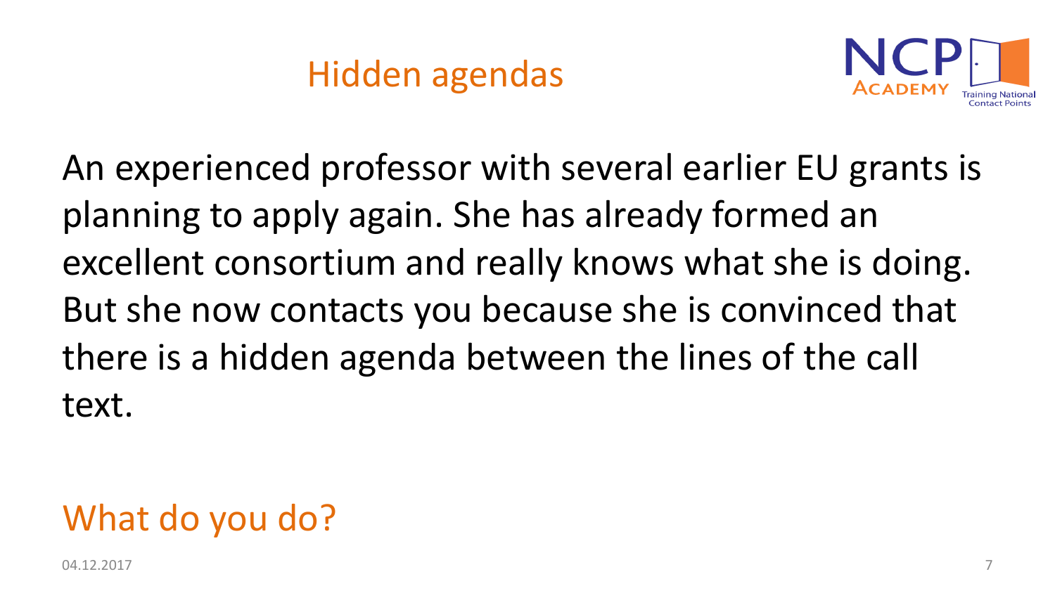# Hidden agendas

An experienced professor with several earlier EU grants is planning to apply again. She has already formed an excellent consortium and really knows what she is doing. But she now contacts you because she is convinced that there is a hidden agenda between the lines of the call text.

## What do you do?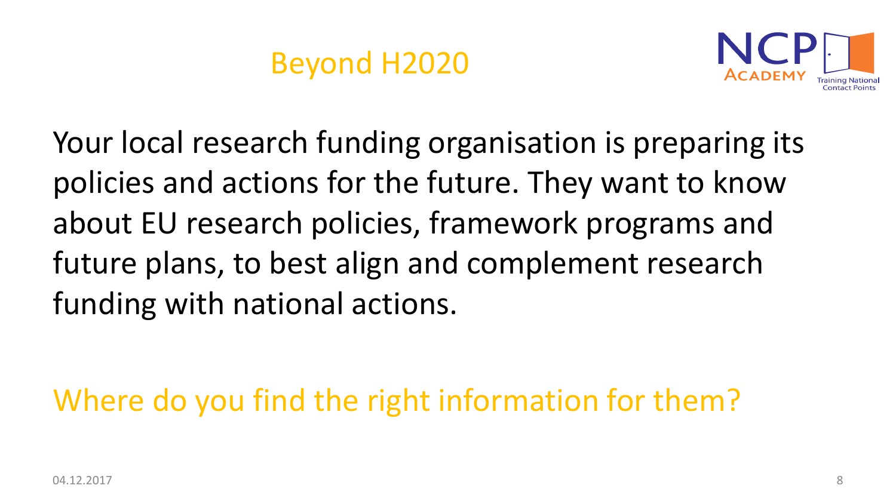# Beyond H2020

Your local research funding organisation is preparing its policies and actions for the future. They want to know about EU research policies, framework programs and future plans, to best align and complement research funding with national actions.

Where do you find the right information for them?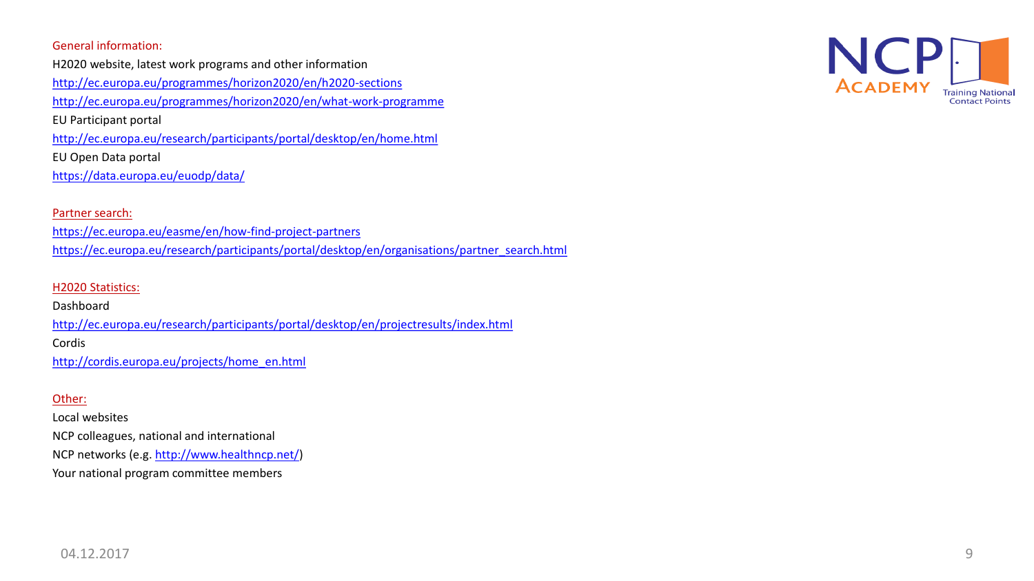General information:

H2020 website, latest work programs and other information

http://ec.europa.eu/programmes/horizon2020/en/h2020-sections

http://ec.europa.eu/programmes/horizon2020/en/what-work-programme

EU Participant portal

http://ec.europa.eu/research/participants/portal/desktop/en/home.html

EU Open Data portal

https://data.europa.eu/euodp/data/

Partner search:

https://ec.europa.eu/easme/en/how-find-project-partners

https://ec.europa.eu/research/participants/portal/desktop/en/organisations/partner_search.html

H2020 Statistics:

Dashboard

http://ec.europa.eu/research/participants/portal/desktop/en/projectresults/index.html

Cordis

http://cordis.europa.eu/projects/home_en.html

Other:

Local websites

NCP colleagues, national and international

NCP networks (e.g. http://www.healthncp.net/)

Your national program committee members